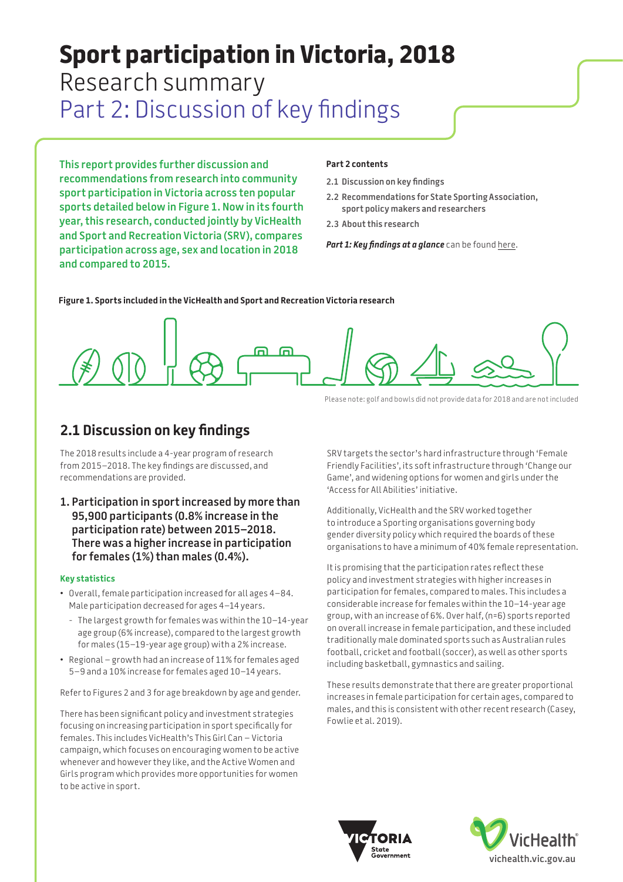# Sport participation in Victoria, 2018

Research summary

Part 2: Discussion of key findings

**This report provides further discussion and recommendations from research into community sport participation in Victoria across ten popular sports detailed below in Figure 1. Now in its fourth year, this research, conducted jointly by VicHealth and Sport and Recreation Victoria (SRV), compares participation across age, sex and location in 2018 and compared to 2015.**

**Part 2 contents**

- 2.1 Discussion on key findings
- 2.2 Recommendations for State Sporting Association, sport policy makers and researchers
- 2.3 About this research

***Part 1: Key findings at a glance*** can be found here.

**Figure 1. Sports included in the VicHealth and Sport and Recreation Victoria research**

Please note: golf and bowls did not provide data for 2018 and are not included

## 2.1 Discussion on key findings

The 2018 results include a 4-year program of research from 2015–2018. The key findings are discussed, and recommendations are provided.

### 1. Participation in sport increased by more than 95,900 participants (0.8% increase in the participation rate) between 2015–2018. There was a higher increase in participation for females (1%) than males (0.4%).

**Key statistics**

- Overall, female participation increased for all ages 4–84. Male participation decreased for ages 4–14 years.
  - The largest growth for females was within the 10–14-year age group (6% increase), compared to the largest growth for males (15–19-year age group) with a 2% increase.
- Regional – growth had an increase of 11% for females aged 5–9 and a 10% increase for females aged 10–14 years.

Refer to Figures 2 and 3 for age breakdown by age and gender.

There has been significant policy and investment strategies focusing on increasing participation in sport specifically for females. This includes VicHealth's This Girl Can – Victoria campaign, which focuses on encouraging women to be active whenever and however they like, and the Active Women and Girls program which provides more opportunities for women to be active in sport.

SRV targets the sector's hard infrastructure through 'Female Friendly Facilities', its soft infrastructure through 'Change our Game', and widening options for women and girls under the 'Access for All Abilities' initiative.

Additionally, VicHealth and the SRV worked together to introduce a Sporting organisations governing body gender diversity policy which required the boards of these organisations to have a minimum of 40% female representation.

It is promising that the participation rates reflect these policy and investment strategies with higher increases in participation for females, compared to males. This includes a considerable increase for females within the 10–14-year age group, with an increase of 6%. Over half, (n=6) sports reported on overall increase in female participation, and these included traditionally male dominated sports such as Australian rules football, cricket and football (soccer), as well as other sports including basketball, gymnastics and sailing.

These results demonstrate that there are greater proportional increases in female participation for certain ages, compared to males, and this is consistent with other recent research (Casey, Fowlie et al. 2019).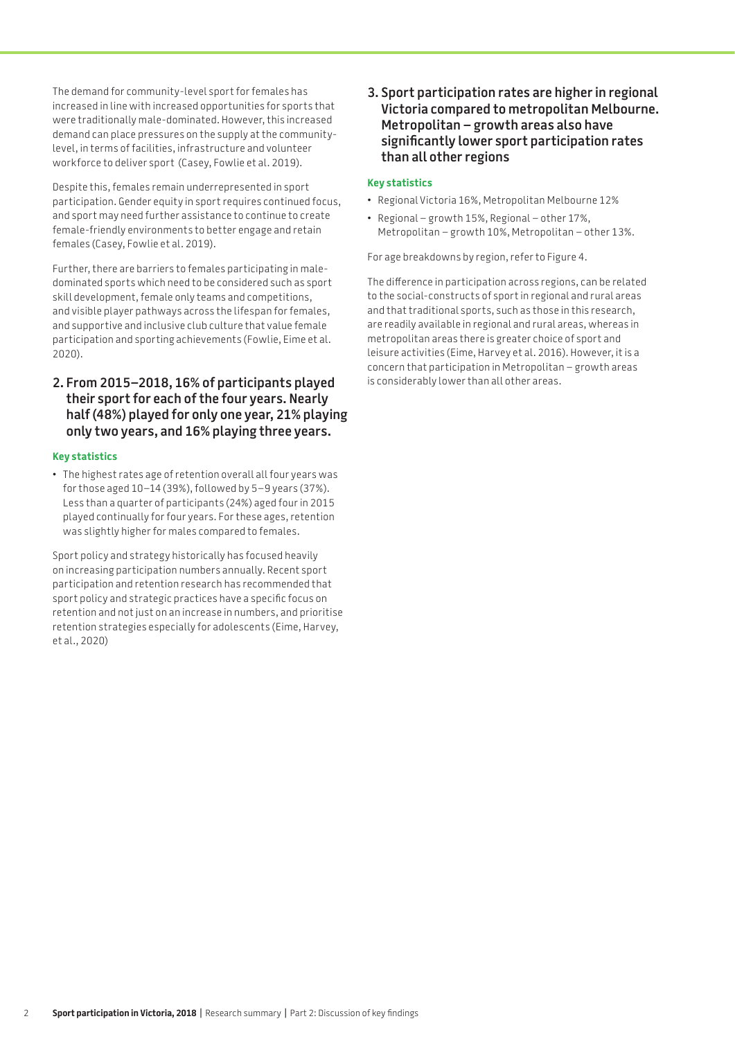The demand for community-level sport for females has increased in line with increased opportunities for sports that were traditionally male-dominated. However, this increased demand can place pressures on the supply at the community-level, in terms of facilities, infrastructure and volunteer workforce to deliver sport (Casey, Fowlie et al. 2019).

Despite this, females remain underrepresented in sport participation. Gender equity in sport requires continued focus, and sport may need further assistance to continue to create female-friendly environments to better engage and retain females (Casey, Fowlie et al. 2019).

Further, there are barriers to females participating in male-dominated sports which need to be considered such as sport skill development, female only teams and competitions, and visible player pathways across the lifespan for females, and supportive and inclusive club culture that value female participation and sporting achievements (Fowlie, Eime et al. 2020).

## 2. From 2015–2018, 16% of participants played their sport for each of the four years. Nearly half (48%) played for only one year, 21% playing only two years, and 16% playing three years.

**Key statistics**

- The highest rates age of retention overall all four years was for those aged 10–14 (39%), followed by 5–9 years (37%). Less than a quarter of participants (24%) aged four in 2015 played continually for four years. For these ages, retention was slightly higher for males compared to females.

Sport policy and strategy historically has focused heavily on increasing participation numbers annually. Recent sport participation and retention research has recommended that sport policy and strategic practices have a specific focus on retention and not just on an increase in numbers, and prioritise retention strategies especially for adolescents (Eime, Harvey, et al., 2020)

## 3. Sport participation rates are higher in regional Victoria compared to metropolitan Melbourne. Metropolitan – growth areas also have significantly lower sport participation rates than all other regions

**Key statistics**

- Regional Victoria 16%, Metropolitan Melbourne 12%
- Regional – growth 15%, Regional – other 17%, Metropolitan – growth 10%, Metropolitan – other 13%.

For age breakdowns by region, refer to Figure 4.

The difference in participation across regions, can be related to the social-constructs of sport in regional and rural areas and that traditional sports, such as those in this research, are readily available in regional and rural areas, whereas in metropolitan areas there is greater choice of sport and leisure activities (Eime, Harvey et al. 2016). However, it is a concern that participation in Metropolitan – growth areas is considerably lower than all other areas.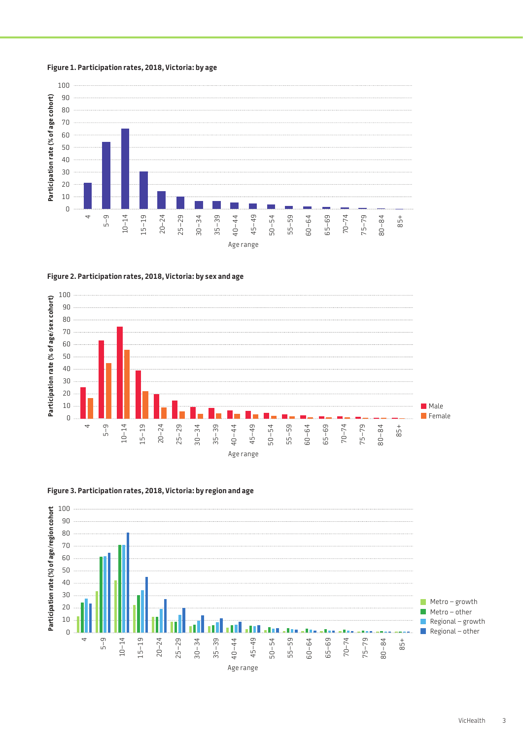**Figure 1. Participation rates, 2018, Victoria: by age**

**Figure 2. Participation rates, 2018, Victoria: by sex and age**

**Figure 3. Participation rates, 2018, Victoria: by region and age**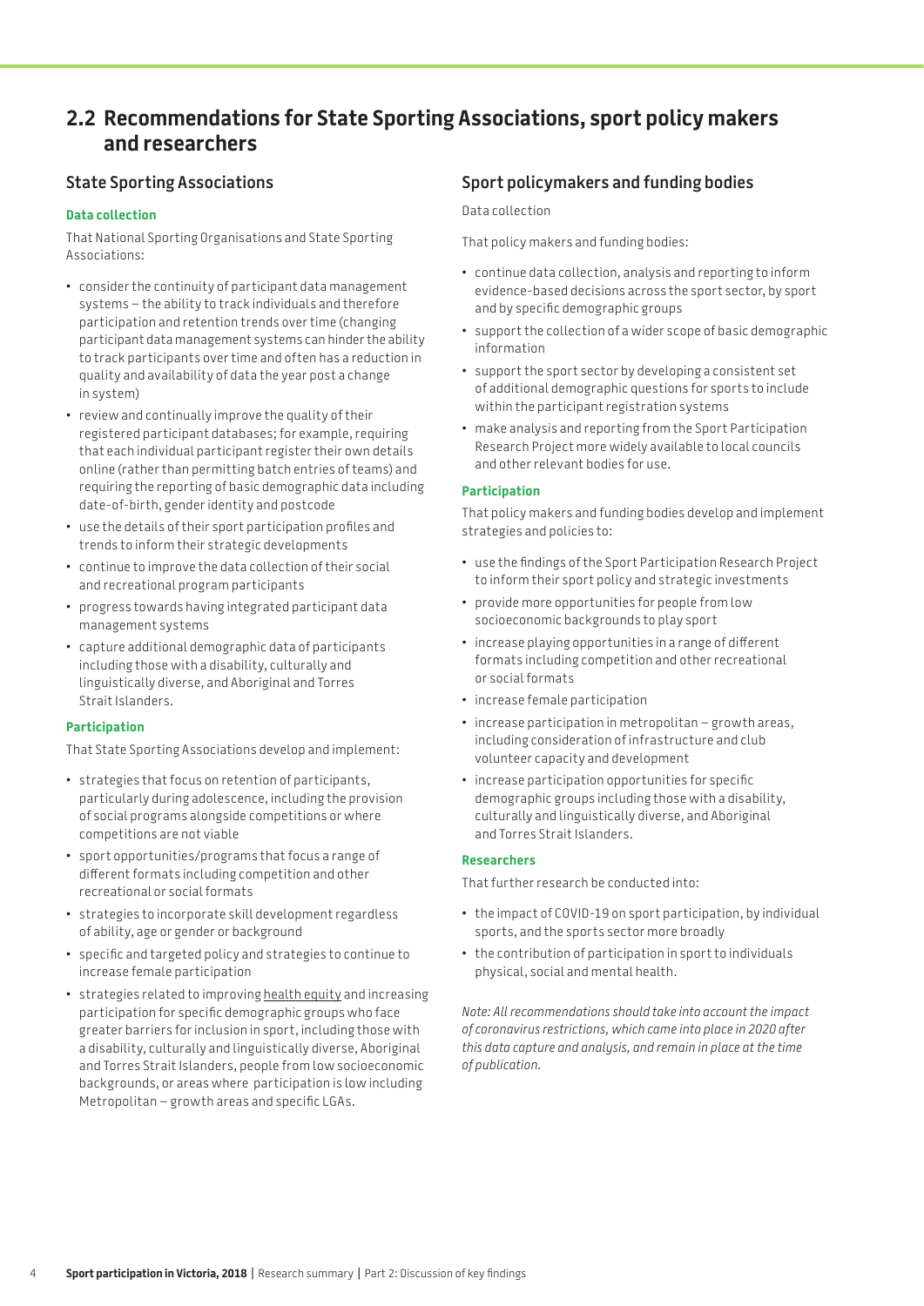## 2.2 Recommendations for State Sporting Associations, sport policy makers and researchers

### State Sporting Associations

#### Data collection

That National Sporting Organisations and State Sporting Associations:

- consider the continuity of participant data management systems – the ability to track individuals and therefore participation and retention trends over time (changing participant data management systems can hinder the ability to track participants over time and often has a reduction in quality and availability of data the year post a change in system)
- review and continually improve the quality of their registered participant databases; for example, requiring that each individual participant register their own details online (rather than permitting batch entries of teams) and requiring the reporting of basic demographic data including date-of-birth, gender identity and postcode
- use the details of their sport participation profiles and trends to inform their strategic developments
- continue to improve the data collection of their social and recreational program participants
- progress towards having integrated participant data management systems
- capture additional demographic data of participants including those with a disability, culturally and linguistically diverse, and Aboriginal and Torres Strait Islanders.

#### Participation

That State Sporting Associations develop and implement:

- strategies that focus on retention of participants, particularly during adolescence, including the provision of social programs alongside competitions or where competitions are not viable
- sport opportunities/programs that focus a range of different formats including competition and other recreational or social formats
- strategies to incorporate skill development regardless of ability, age or gender or background
- specific and targeted policy and strategies to continue to increase female participation
- strategies related to improving health equity and increasing participation for specific demographic groups who face greater barriers for inclusion in sport, including those with a disability, culturally and linguistically diverse, Aboriginal and Torres Strait Islanders, people from low socioeconomic backgrounds, or areas where participation is low including Metropolitan – growth areas and specific LGAs.

### Sport policymakers and funding bodies

Data collection

That policy makers and funding bodies:

- continue data collection, analysis and reporting to inform evidence-based decisions across the sport sector, by sport and by specific demographic groups
- support the collection of a wider scope of basic demographic information
- support the sport sector by developing a consistent set of additional demographic questions for sports to include within the participant registration systems
- make analysis and reporting from the Sport Participation Research Project more widely available to local councils and other relevant bodies for use.

#### Participation

That policy makers and funding bodies develop and implement strategies and policies to:

- use the findings of the Sport Participation Research Project to inform their sport policy and strategic investments
- provide more opportunities for people from low socioeconomic backgrounds to play sport
- increase playing opportunities in a range of different formats including competition and other recreational or social formats
- increase female participation
- increase participation in metropolitan – growth areas, including consideration of infrastructure and club volunteer capacity and development
- increase participation opportunities for specific demographic groups including those with a disability, culturally and linguistically diverse, and Aboriginal and Torres Strait Islanders.

#### Researchers

That further research be conducted into:

- the impact of COVID-19 on sport participation, by individual sports, and the sports sector more broadly
- the contribution of participation in sport to individuals physical, social and mental health.

*Note: All recommendations should take into account the impact of coronavirus restrictions, which came into place in 2020 after this data capture and analysis, and remain in place at the time of publication.*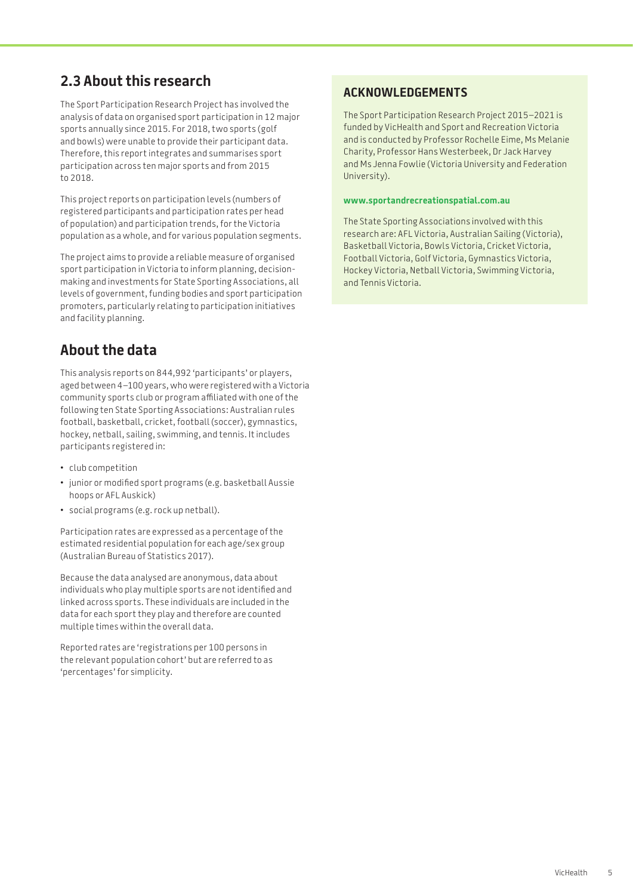## 2.3 About this research

The Sport Participation Research Project has involved the analysis of data on organised sport participation in 12 major sports annually since 2015. For 2018, two sports (golf and bowls) were unable to provide their participant data. Therefore, this report integrates and summarises sport participation across ten major sports and from 2015 to 2018.

This project reports on participation levels (numbers of registered participants and participation rates per head of population) and participation trends, for the Victoria population as a whole, and for various population segments.

The project aims to provide a reliable measure of organised sport participation in Victoria to inform planning, decision-making and investments for State Sporting Associations, all levels of government, funding bodies and sport participation promoters, particularly relating to participation initiatives and facility planning.

## About the data

This analysis reports on 844,992 'participants' or players, aged between 4–100 years, who were registered with a Victoria community sports club or program affiliated with one of the following ten State Sporting Associations: Australian rules football, basketball, cricket, football (soccer), gymnastics, hockey, netball, sailing, swimming, and tennis. It includes participants registered in:

- club competition
- junior or modified sport programs (e.g. basketball Aussie hoops or AFL Auskick)
- social programs (e.g. rock up netball).

Participation rates are expressed as a percentage of the estimated residential population for each age/sex group (Australian Bureau of Statistics 2017).

Because the data analysed are anonymous, data about individuals who play multiple sports are not identified and linked across sports. These individuals are included in the data for each sport they play and therefore are counted multiple times within the overall data.

Reported rates are 'registrations per 100 persons in the relevant population cohort' but are referred to as 'percentages' for simplicity.

### ACKNOWLEDGEMENTS

The Sport Participation Research Project 2015–2021 is funded by VicHealth and Sport and Recreation Victoria and is conducted by Professor Rochelle Eime, Ms Melanie Charity, Professor Hans Westerbeek, Dr Jack Harvey and Ms Jenna Fowlie (Victoria University and Federation University).

**www.sportandrecreationspatial.com.au**

The State Sporting Associations involved with this research are: AFL Victoria, Australian Sailing (Victoria), Basketball Victoria, Bowls Victoria, Cricket Victoria, Football Victoria, Golf Victoria, Gymnastics Victoria, Hockey Victoria, Netball Victoria, Swimming Victoria, and Tennis Victoria.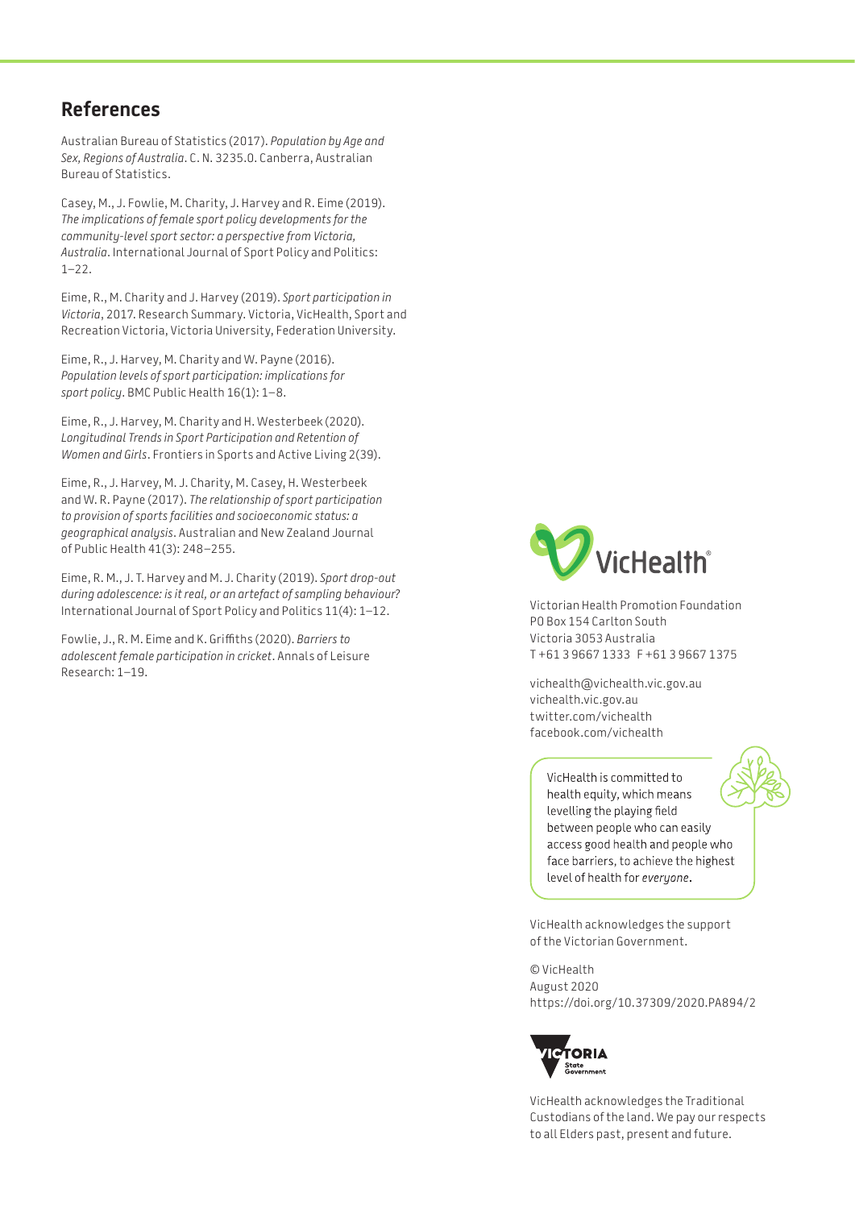## References

Australian Bureau of Statistics (2017). *Population by Age and Sex, Regions of Australia*. C. N. 3235.0. Canberra, Australian Bureau of Statistics.

Casey, M., J. Fowlie, M. Charity, J. Harvey and R. Eime (2019). *The implications of female sport policy developments for the community-level sport sector: a perspective from Victoria, Australia*. International Journal of Sport Policy and Politics: 1–22.

Eime, R., M. Charity and J. Harvey (2019). *Sport participation in Victoria*, 2017. Research Summary. Victoria, VicHealth, Sport and Recreation Victoria, Victoria University, Federation University.

Eime, R., J. Harvey, M. Charity and W. Payne (2016). *Population levels of sport participation: implications for sport policy*. BMC Public Health 16(1): 1–8.

Eime, R., J. Harvey, M. Charity and H. Westerbeek (2020). *Longitudinal Trends in Sport Participation and Retention of Women and Girls*. Frontiers in Sports and Active Living 2(39).

Eime, R., J. Harvey, M. J. Charity, M. Casey, H. Westerbeek and W. R. Payne (2017). *The relationship of sport participation to provision of sports facilities and socioeconomic status: a geographical analysis*. Australian and New Zealand Journal of Public Health 41(3): 248–255.

Eime, R. M., J. T. Harvey and M. J. Charity (2019). *Sport drop-out during adolescence: is it real, or an artefact of sampling behaviour?* International Journal of Sport Policy and Politics 11(4): 1–12.

Fowlie, J., R. M. Eime and K. Griffiths (2020). *Barriers to adolescent female participation in cricket*. Annals of Leisure Research: 1–19.

VicHealth

Victorian Health Promotion Foundation
PO Box 154 Carlton South
Victoria 3053 Australia
T +61 3 9667 1333 F +61 3 9667 1375

vichealth@vichealth.vic.gov.au
vichealth.vic.gov.au
twitter.com/vichealth
facebook.com/vichealth

VicHealth is committed to health equity, which means levelling the playing field between people who can easily access good health and people who face barriers, to achieve the highest level of health for *everyone*.

VicHealth acknowledges the support of the Victorian Government.

© VicHealth
August 2020
https://doi.org/10.37309/2020.PA894/2

VICTORIA State Government

VicHealth acknowledges the Traditional Custodians of the land. We pay our respects to all Elders past, present and future.